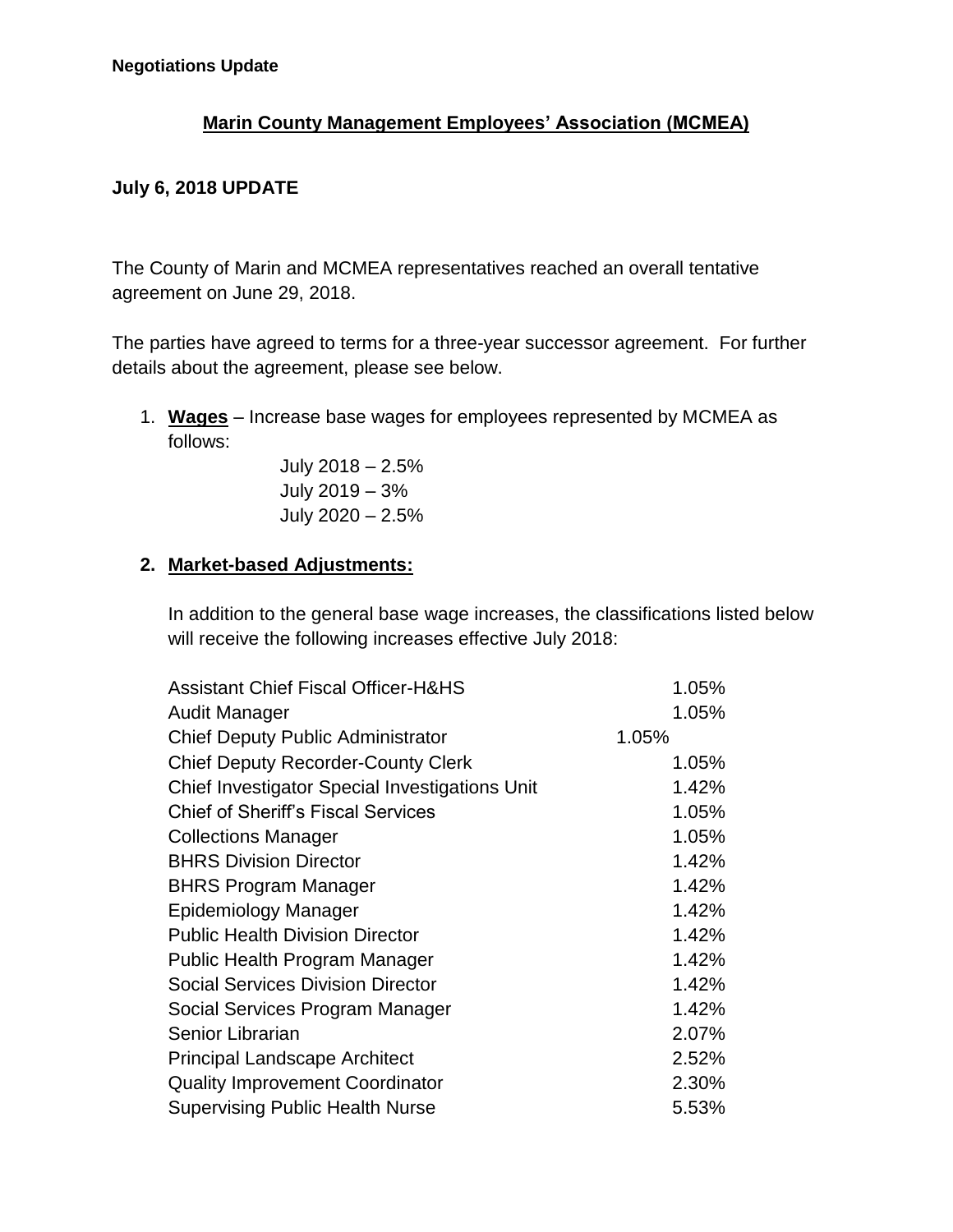**Negotiations Update**

## Marin County Management Employees' Association (MCMEA)

### July 6, 2018 UPDATE

The County of Marin and MCMEA representatives reached an overall tentative agreement on June 29, 2018.

The parties have agreed to terms for a three-year successor agreement. For further details about the agreement, please see below.

1. **Wages** – Increase base wages for employees represented by MCMEA as follows:

   July 2018 – 2.5%
   July 2019 – 3%
   July 2020 – 2.5%

2. **Market-based Adjustments:**

   In addition to the general base wage increases, the classifications listed below will receive the following increases effective July 2018:

| | |
|---|---|
| Assistant Chief Fiscal Officer-H&HS | 1.05% |
| Audit Manager | 1.05% |
| Chief Deputy Public Administrator | 1.05% |
| Chief Deputy Recorder-County Clerk | 1.05% |
| Chief Investigator Special Investigations Unit | 1.42% |
| Chief of Sheriff's Fiscal Services | 1.05% |
| Collections Manager | 1.05% |
| BHRS Division Director | 1.42% |
| BHRS Program Manager | 1.42% |
| Epidemiology Manager | 1.42% |
| Public Health Division Director | 1.42% |
| Public Health Program Manager | 1.42% |
| Social Services Division Director | 1.42% |
| Social Services Program Manager | 1.42% |
| Senior Librarian | 2.07% |
| Principal Landscape Architect | 2.52% |
| Quality Improvement Coordinator | 2.30% |
| Supervising Public Health Nurse | 5.53% |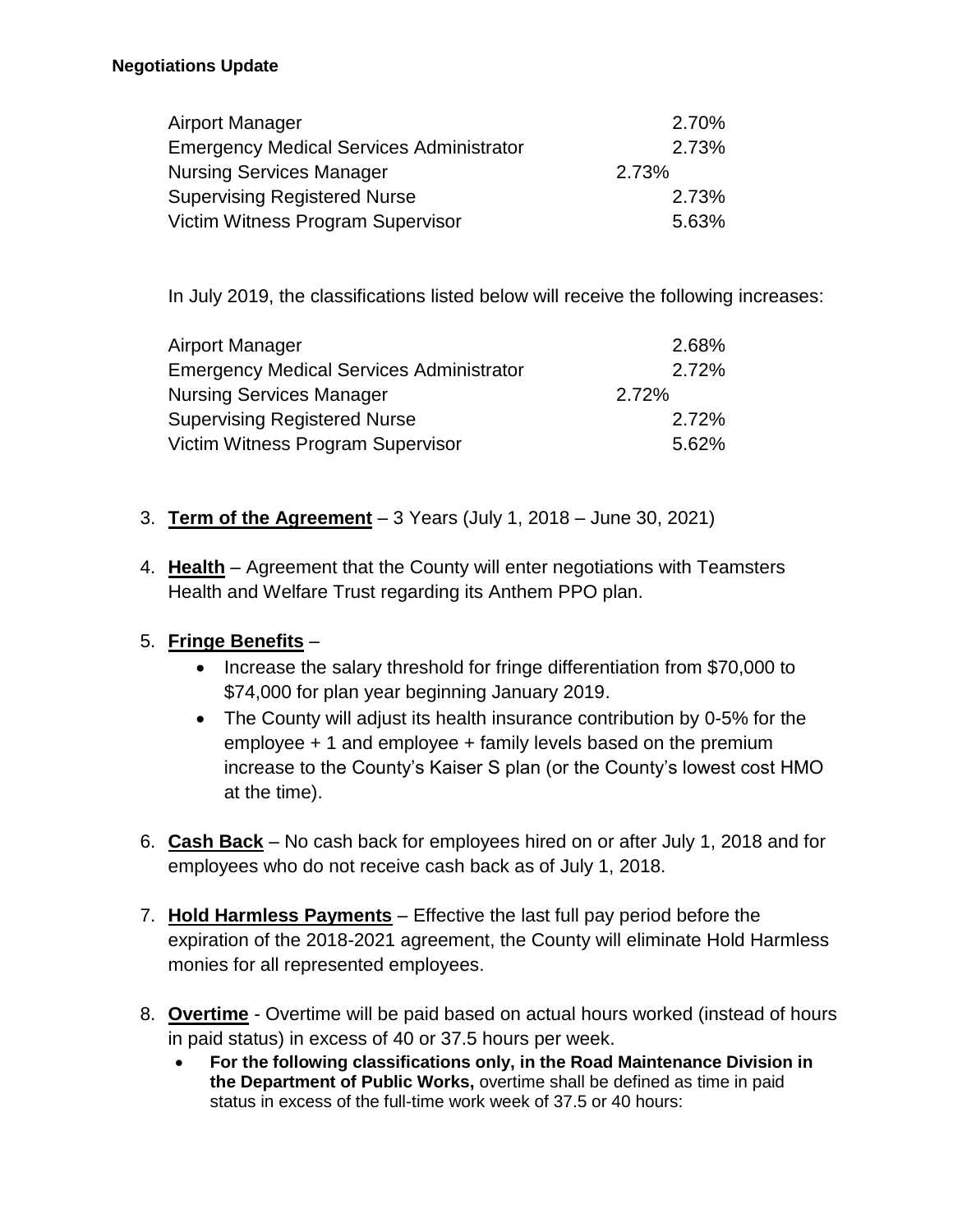**Negotiations Update**

| | |
|---|---|
| Airport Manager | 2.70% |
| Emergency Medical Services Administrator | 2.73% |
| Nursing Services Manager | 2.73% |
| Supervising Registered Nurse | 2.73% |
| Victim Witness Program Supervisor | 5.63% |

In July 2019, the classifications listed below will receive the following increases:

| | |
|---|---|
| Airport Manager | 2.68% |
| Emergency Medical Services Administrator | 2.72% |
| Nursing Services Manager | 2.72% |
| Supervising Registered Nurse | 2.72% |
| Victim Witness Program Supervisor | 5.62% |

3. **Term of the Agreement** – 3 Years (July 1, 2018 – June 30, 2021)

4. **Health** – Agreement that the County will enter negotiations with Teamsters Health and Welfare Trust regarding its Anthem PPO plan.

5. **Fringe Benefits** –
   - Increase the salary threshold for fringe differentiation from $70,000 to $74,000 for plan year beginning January 2019.
   - The County will adjust its health insurance contribution by 0-5% for the employee + 1 and employee + family levels based on the premium increase to the County's Kaiser S plan (or the County's lowest cost HMO at the time).

6. **Cash Back** – No cash back for employees hired on or after July 1, 2018 and for employees who do not receive cash back as of July 1, 2018.

7. **Hold Harmless Payments** – Effective the last full pay period before the expiration of the 2018-2021 agreement, the County will eliminate Hold Harmless monies for all represented employees.

8. **Overtime** - Overtime will be paid based on actual hours worked (instead of hours in paid status) in excess of 40 or 37.5 hours per week.
   - **For the following classifications only, in the Road Maintenance Division in the Department of Public Works,** overtime shall be defined as time in paid status in excess of the full-time work week of 37.5 or 40 hours: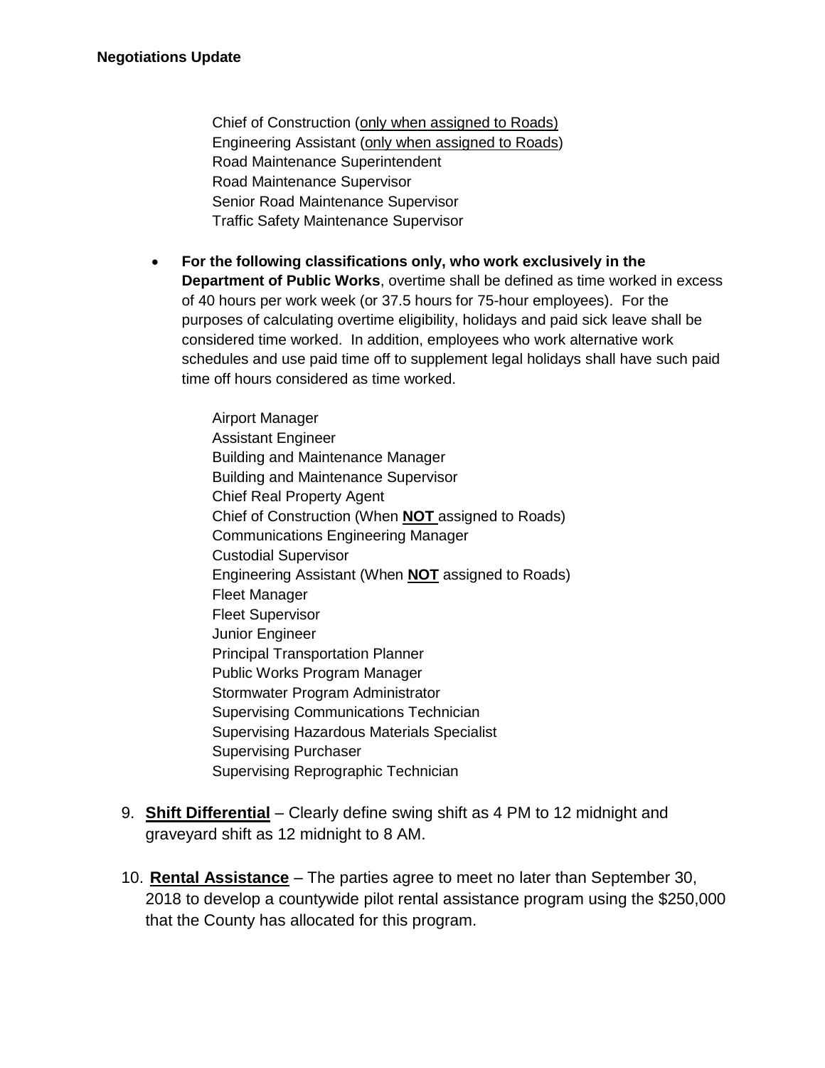Chief of Construction (<u>only when assigned to Roads)</u>
Engineering Assistant (<u>only when assigned to Roads</u>)
Road Maintenance Superintendent
Road Maintenance Supervisor
Senior Road Maintenance Supervisor
Traffic Safety Maintenance Supervisor

- **For the following classifications only, who work exclusively in the Department of Public Works**, overtime shall be defined as time worked in excess of 40 hours per work week (or 37.5 hours for 75-hour employees). For the purposes of calculating overtime eligibility, holidays and paid sick leave shall be considered time worked. In addition, employees who work alternative work schedules and use paid time off to supplement legal holidays shall have such paid time off hours considered as time worked.

  Airport Manager
  Assistant Engineer
  Building and Maintenance Manager
  Building and Maintenance Supervisor
  Chief Real Property Agent
  Chief of Construction (When **<u>NOT</u>** assigned to Roads)
  Communications Engineering Manager
  Custodial Supervisor
  Engineering Assistant (When **<u>NOT</u>** assigned to Roads)
  Fleet Manager
  Fleet Supervisor
  Junior Engineer
  Principal Transportation Planner
  Public Works Program Manager
  Stormwater Program Administrator
  Supervising Communications Technician
  Supervising Hazardous Materials Specialist
  Supervising Purchaser
  Supervising Reprographic Technician

9. **<u>Shift Differential</u>** – Clearly define swing shift as 4 PM to 12 midnight and graveyard shift as 12 midnight to 8 AM.

10. **<u>Rental Assistance</u>** – The parties agree to meet no later than September 30, 2018 to develop a countywide pilot rental assistance program using the $250,000 that the County has allocated for this program.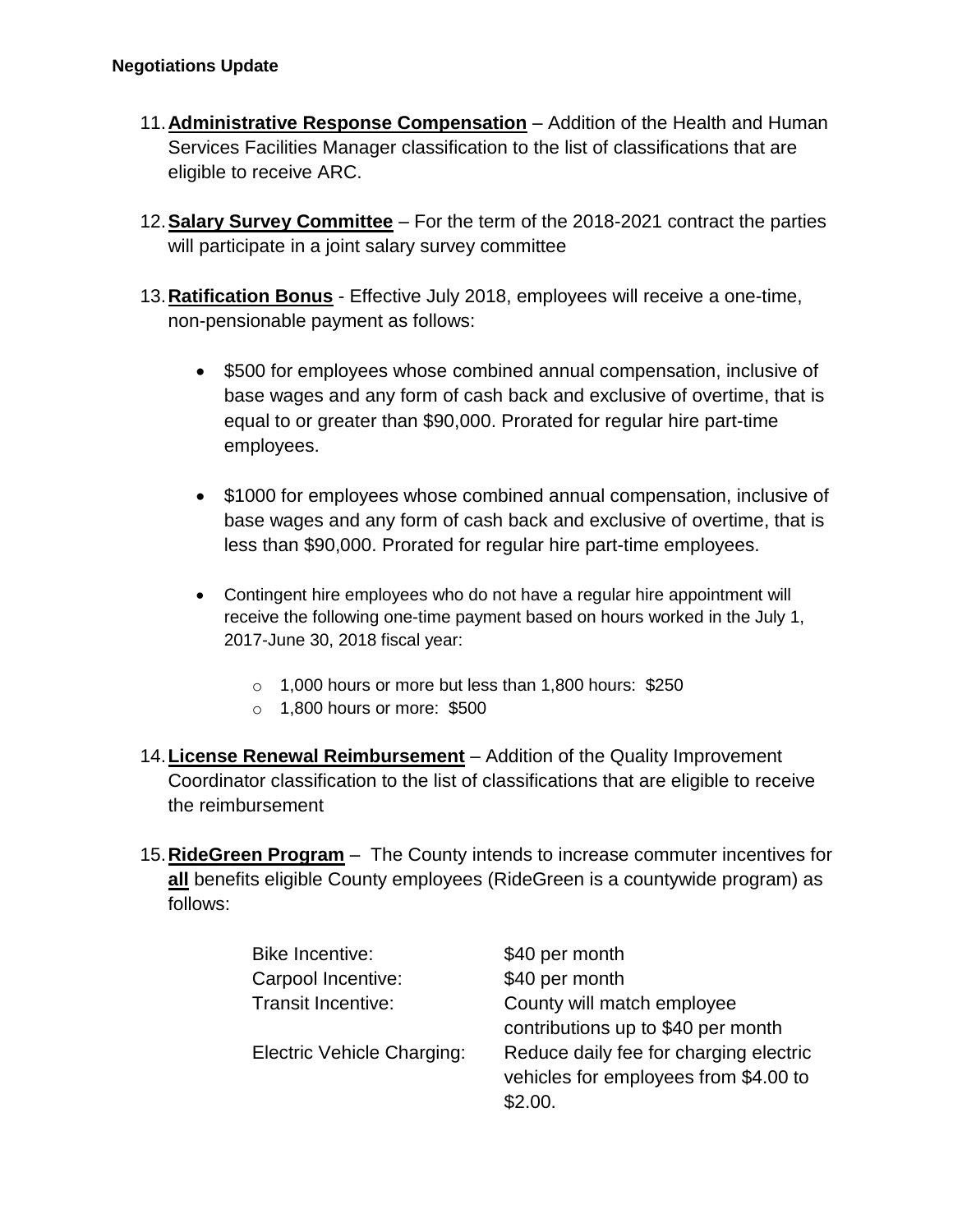**Negotiations Update**

11. **Administrative Response Compensation** – Addition of the Health and Human Services Facilities Manager classification to the list of classifications that are eligible to receive ARC.

12. **Salary Survey Committee** – For the term of the 2018-2021 contract the parties will participate in a joint salary survey committee

13. **Ratification Bonus** - Effective July 2018, employees will receive a one-time, non-pensionable payment as follows:

    - $500 for employees whose combined annual compensation, inclusive of base wages and any form of cash back and exclusive of overtime, that is equal to or greater than $90,000. Prorated for regular hire part-time employees.

    - $1000 for employees whose combined annual compensation, inclusive of base wages and any form of cash back and exclusive of overtime, that is less than $90,000. Prorated for regular hire part-time employees.

    - Contingent hire employees who do not have a regular hire appointment will receive the following one-time payment based on hours worked in the July 1, 2017-June 30, 2018 fiscal year:

        - 1,000 hours or more but less than 1,800 hours: $250
        - 1,800 hours or more: $500

14. **License Renewal Reimbursement** – Addition of the Quality Improvement Coordinator classification to the list of classifications that are eligible to receive the reimbursement

15. **RideGreen Program** – The County intends to increase commuter incentives for **all** benefits eligible County employees (RideGreen is a countywide program) as follows:

| | |
|---|---|
| Bike Incentive: | $40 per month |
| Carpool Incentive: | $40 per month |
| Transit Incentive: | County will match employee contributions up to $40 per month |
| Electric Vehicle Charging: | Reduce daily fee for charging electric vehicles for employees from $4.00 to $2.00. |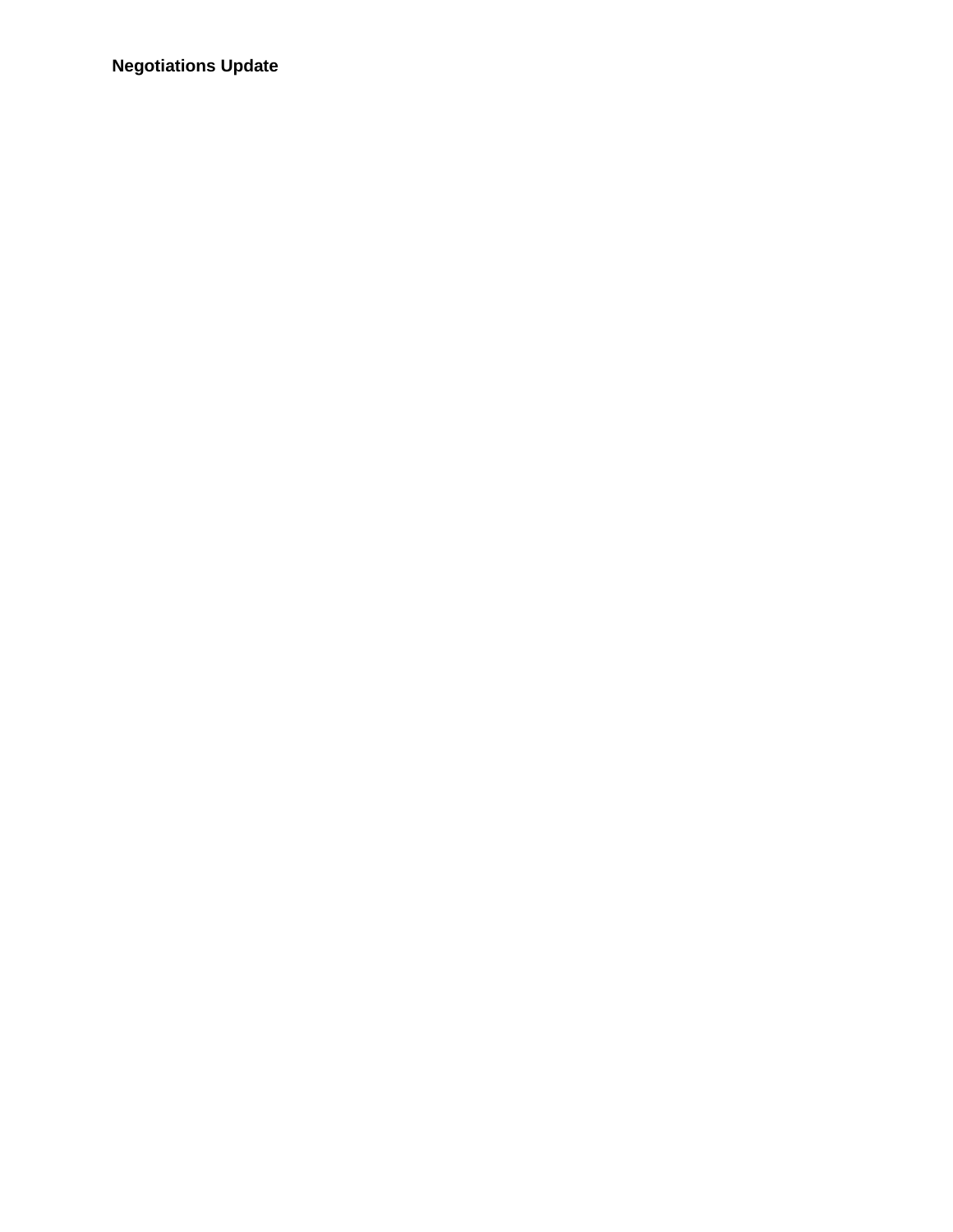**Negotiations Update**